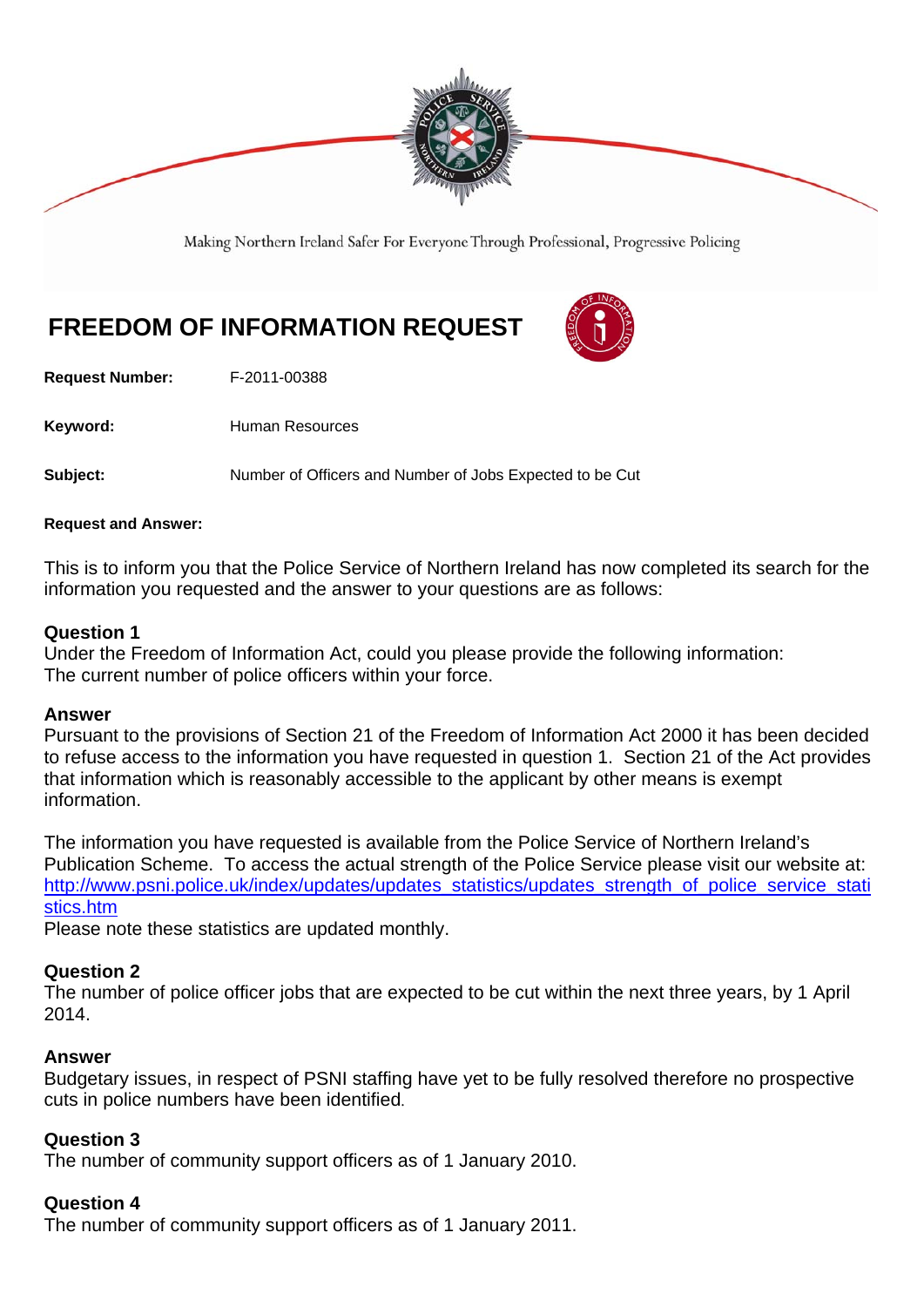Making Northern Ireland Safer For Everyone Through Professional, Progressive Policing

# FREEDOM OF INFORMATION REQUEST

**Request Number:** F-2011-00388

**Keyword:** Human Resources

**Subject:** Number of Officers and Number of Jobs Expected to be Cut

**Request and Answer:**

This is to inform you that the Police Service of Northern Ireland has now completed its search for the information you requested and the answer to your questions are as follows:

**Question 1**
Under the Freedom of Information Act, could you please provide the following information:
The current number of police officers within your force.

**Answer**
Pursuant to the provisions of Section 21 of the Freedom of Information Act 2000 it has been decided to refuse access to the information you have requested in question 1. Section 21 of the Act provides that information which is reasonably accessible to the applicant by other means is exempt information.

The information you have requested is available from the Police Service of Northern Ireland's Publication Scheme. To access the actual strength of the Police Service please visit our website at: http://www.psni.police.uk/index/updates/updates_statistics/updates_strength_of_police_service_statistics.htm
Please note these statistics are updated monthly.

**Question 2**
The number of police officer jobs that are expected to be cut within the next three years, by 1 April 2014.

**Answer**
Budgetary issues, in respect of PSNI staffing have yet to be fully resolved therefore no prospective cuts in police numbers have been identified.

**Question 3**
The number of community support officers as of 1 January 2010.

**Question 4**
The number of community support officers as of 1 January 2011.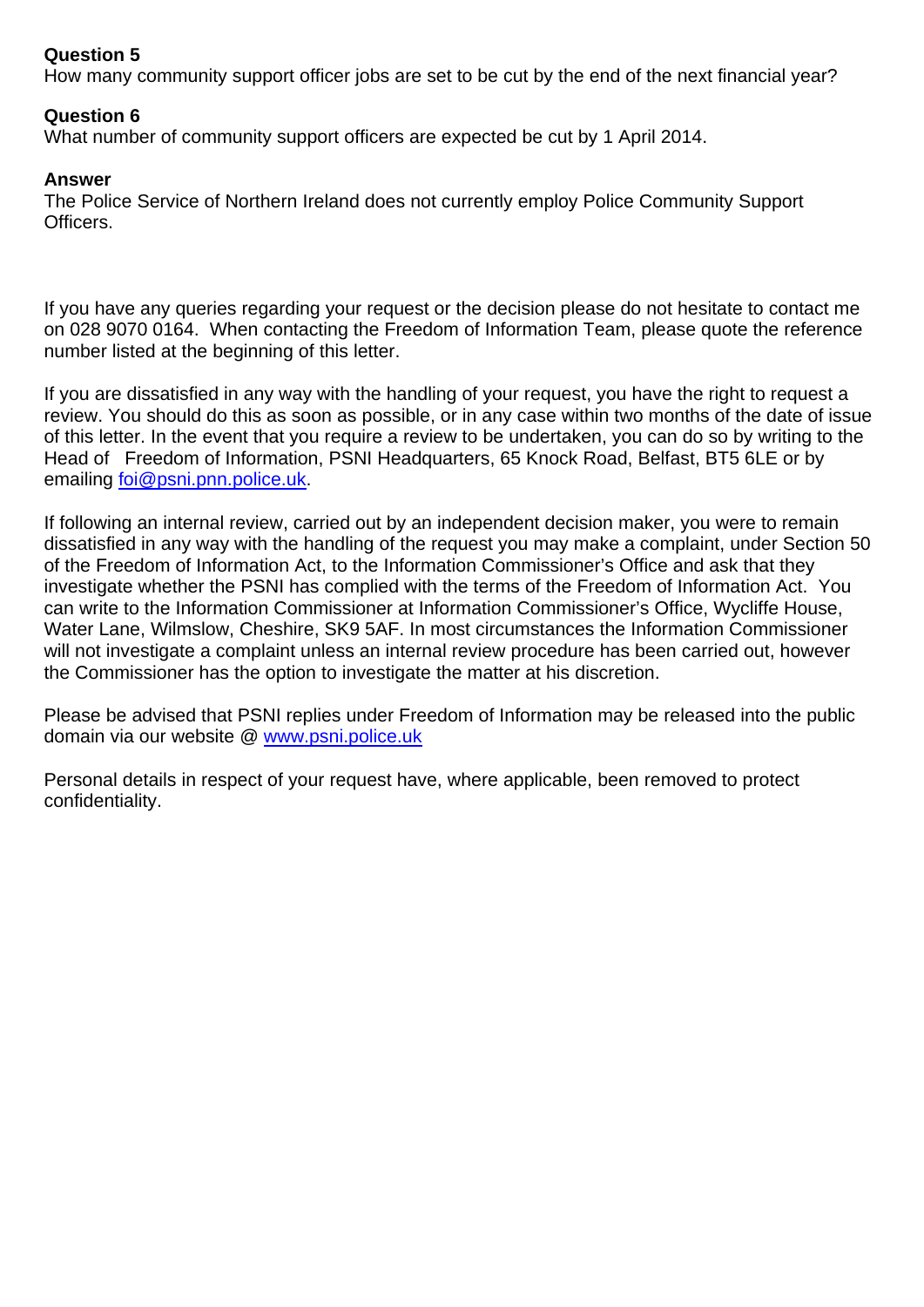**Question 5**
How many community support officer jobs are set to be cut by the end of the next financial year?

**Question 6**
What number of community support officers are expected be cut by 1 April 2014.

**Answer**
The Police Service of Northern Ireland does not currently employ Police Community Support Officers.

If you have any queries regarding your request or the decision please do not hesitate to contact me on 028 9070 0164. When contacting the Freedom of Information Team, please quote the reference number listed at the beginning of this letter.

If you are dissatisfied in any way with the handling of your request, you have the right to request a review. You should do this as soon as possible, or in any case within two months of the date of issue of this letter. In the event that you require a review to be undertaken, you can do so by writing to the Head of Freedom of Information, PSNI Headquarters, 65 Knock Road, Belfast, BT5 6LE or by emailing foi@psni.pnn.police.uk.

If following an internal review, carried out by an independent decision maker, you were to remain dissatisfied in any way with the handling of the request you may make a complaint, under Section 50 of the Freedom of Information Act, to the Information Commissioner's Office and ask that they investigate whether the PSNI has complied with the terms of the Freedom of Information Act. You can write to the Information Commissioner at Information Commissioner's Office, Wycliffe House, Water Lane, Wilmslow, Cheshire, SK9 5AF. In most circumstances the Information Commissioner will not investigate a complaint unless an internal review procedure has been carried out, however the Commissioner has the option to investigate the matter at his discretion.

Please be advised that PSNI replies under Freedom of Information may be released into the public domain via our website @ www.psni.police.uk

Personal details in respect of your request have, where applicable, been removed to protect confidentiality.